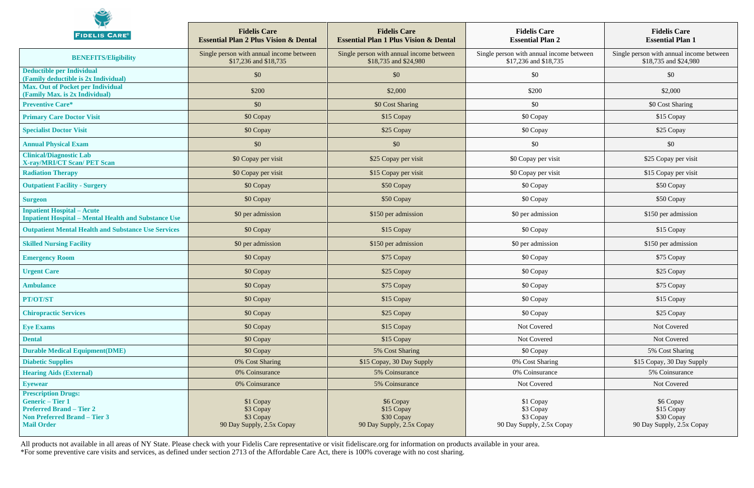| BENEFITS/Eligibility | Fidelis Care Essential Plan 2 Plus Vision & Dental | Fidelis Care Essential Plan 1 Plus Vision & Dental | Fidelis Care Essential Plan 2 | Fidelis Care Essential Plan 1 |
|---|---|---|---|---|
| | Single person with annual income between $17,236 and $18,735 | Single person with annual income between $18,735 and $24,980 | Single person with annual income between $17,236 and $18,735 | Single person with annual income between $18,735 and $24,980 |
| **Deductible per Individual (Family deductible is 2x Individual)** | $0 | $0 | $0 | $0 |
| **Max. Out of Pocket per Individual (Family Max. is 2x Individual)** | $200 | $2,000 | $200 | $2,000 |
| **Preventive Care*** | $0 | $0 Cost Sharing | $0 | $0 Cost Sharing |
| **Primary Care Doctor Visit** | $0 Copay | $15 Copay | $0 Copay | $15 Copay |
| **Specialist Doctor Visit** | $0 Copay | $25 Copay | $0 Copay | $25 Copay |
| **Annual Physical Exam** | $0 | $0 | $0 | $0 |
| **Clinical/Diagnostic Lab X-ray/MRI/CT Scan/ PET Scan** | $0 Copay per visit | $25 Copay per visit | $0 Copay per visit | $25 Copay per visit |
| **Radiation Therapy** | $0 Copay per visit | $15 Copay per visit | $0 Copay per visit | $15 Copay per visit |
| **Outpatient Facility - Surgery** | $0 Copay | $50 Copay | $0 Copay | $50 Copay |
| **Surgeon** | $0 Copay | $50 Copay | $0 Copay | $50 Copay |
| **Inpatient Hospital – Acute Inpatient Hospital – Mental Health and Substance Use** | $0 per admission | $150 per admission | $0 per admission | $150 per admission |
| **Outpatient Mental Health and Substance Use Services** | $0 Copay | $15 Copay | $0 Copay | $15 Copay |
| **Skilled Nursing Facility** | $0 per admission | $150 per admission | $0 per admission | $150 per admission |
| **Emergency Room** | $0 Copay | $75 Copay | $0 Copay | $75 Copay |
| **Urgent Care** | $0 Copay | $25 Copay | $0 Copay | $25 Copay |
| **Ambulance** | $0 Copay | $75 Copay | $0 Copay | $75 Copay |
| **PT/OT/ST** | $0 Copay | $15 Copay | $0 Copay | $15 Copay |
| **Chiropractic Services** | $0 Copay | $25 Copay | $0 Copay | $25 Copay |
| **Eye Exams** | $0 Copay | $15 Copay | Not Covered | Not Covered |
| **Dental** | $0 Copay | $15 Copay | Not Covered | Not Covered |
| **Durable Medical Equipment(DME)** | $0 Copay | 5% Cost Sharing | $0 Copay | 5% Cost Sharing |
| **Diabetic Supplies** | 0% Cost Sharing | $15 Copay, 30 Day Supply | 0% Cost Sharing | $15 Copay, 30 Day Supply |
| **Hearing Aids (External)** | 0% Coinsurance | 5% Coinsurance | 0% Coinsurance | 5% Coinsurance |
| **Eyewear** | 0% Coinsurance | 5% Coinsurance | Not Covered | Not Covered |
| **Prescription Drugs:**<br>**Generic – Tier 1**<br>**Preferred Brand – Tier 2**<br>**Non Preferred Brand – Tier 3**<br>**Mail Order** | <br>$1 Copay<br>$3 Copay<br>$3 Copay<br>90 Day Supply, 2.5x Copay | <br>$6 Copay<br>$15 Copay<br>$30 Copay<br>90 Day Supply, 2.5x Copay | <br>$1 Copay<br>$3 Copay<br>$3 Copay<br>90 Day Supply, 2.5x Copay | <br>$6 Copay<br>$15 Copay<br>$30 Copay<br>90 Day Supply, 2.5x Copay |

All products not available in all areas of NY State. Please check with your Fidelis Care representative or visit fideliscare.org for information on products available in your area.

*For some preventive care visits and services, as defined under section 2713 of the Affordable Care Act, there is 100% coverage with no cost sharing.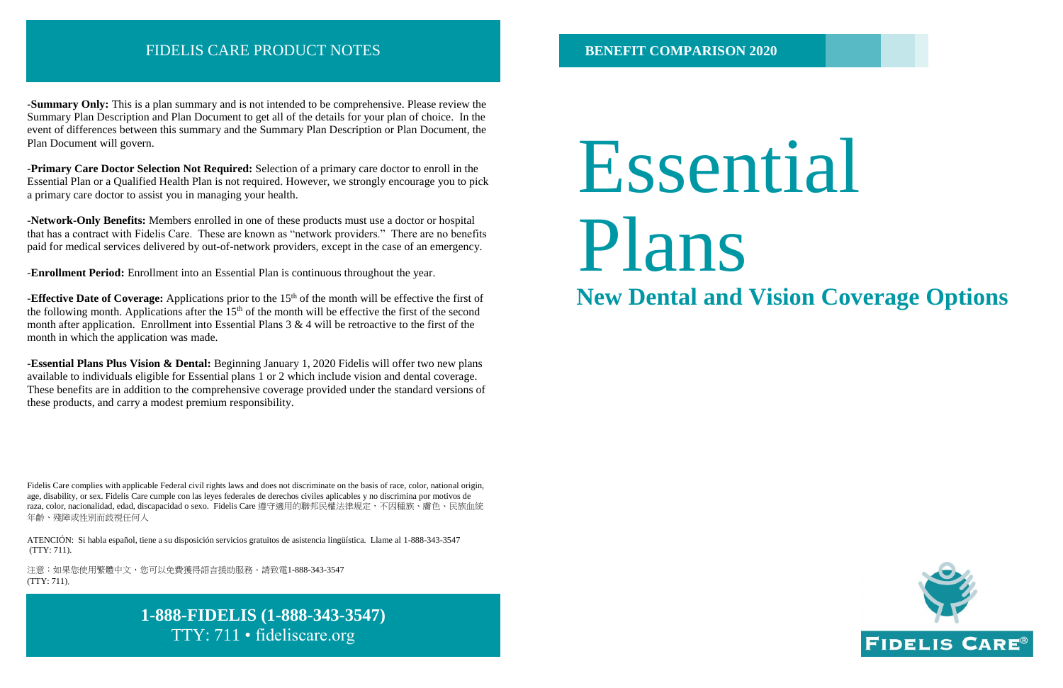## FIDELIS CARE PRODUCT NOTES

-**Summary Only:** This is a plan summary and is not intended to be comprehensive. Please review the Summary Plan Description and Plan Document to get all of the details for your plan of choice. In the event of differences between this summary and the Summary Plan Description or Plan Document, the Plan Document will govern.

-**Primary Care Doctor Selection Not Required:** Selection of a primary care doctor to enroll in the Essential Plan or a Qualified Health Plan is not required. However, we strongly encourage you to pick a primary care doctor to assist you in managing your health.

-**Network-Only Benefits:** Members enrolled in one of these products must use a doctor or hospital that has a contract with Fidelis Care. These are known as "network providers." There are no benefits paid for medical services delivered by out-of-network providers, except in the case of an emergency.

-**Enrollment Period:** Enrollment into an Essential Plan is continuous throughout the year.

-**Effective Date of Coverage:** Applications prior to the 15th of the month will be effective the first of the following month. Applications after the 15th of the month will be effective the first of the second month after application. Enrollment into Essential Plans 3 & 4 will be retroactive to the first of the month in which the application was made.

-**Essential Plans Plus Vision & Dental:** Beginning January 1, 2020 Fidelis will offer two new plans available to individuals eligible for Essential plans 1 or 2 which include vision and dental coverage. These benefits are in addition to the comprehensive coverage provided under the standard versions of these products, and carry a modest premium responsibility.

Fidelis Care complies with applicable Federal civil rights laws and does not discriminate on the basis of race, color, national origin, age, disability, or sex. Fidelis Care cumple con las leyes federales de derechos civiles aplicables y no discrimina por motivos de raza, color, nacionalidad, edad, discapacidad o sexo. Fidelis Care 遵守適用的聯邦民權法律規定，不因種族、膚色、民族血統年齡、殘障或性別而歧視任何人

ATENCIÓN: Si habla español, tiene a su disposición servicios gratuitos de asistencia lingüística. Llame al 1-888-343-3547 (TTY: 711).

注意：如果您使用繁體中文，您可以免費獲得語言援助服務。請致電1-888-343-3547 (TTY: 711).

**1-888-FIDELIS (1-888-343-3547)**
TTY: 711 • fideliscare.org

**BENEFIT COMPARISON 2020**

# Essential Plans

## New Dental and Vision Coverage Options

FIDELIS CARE®